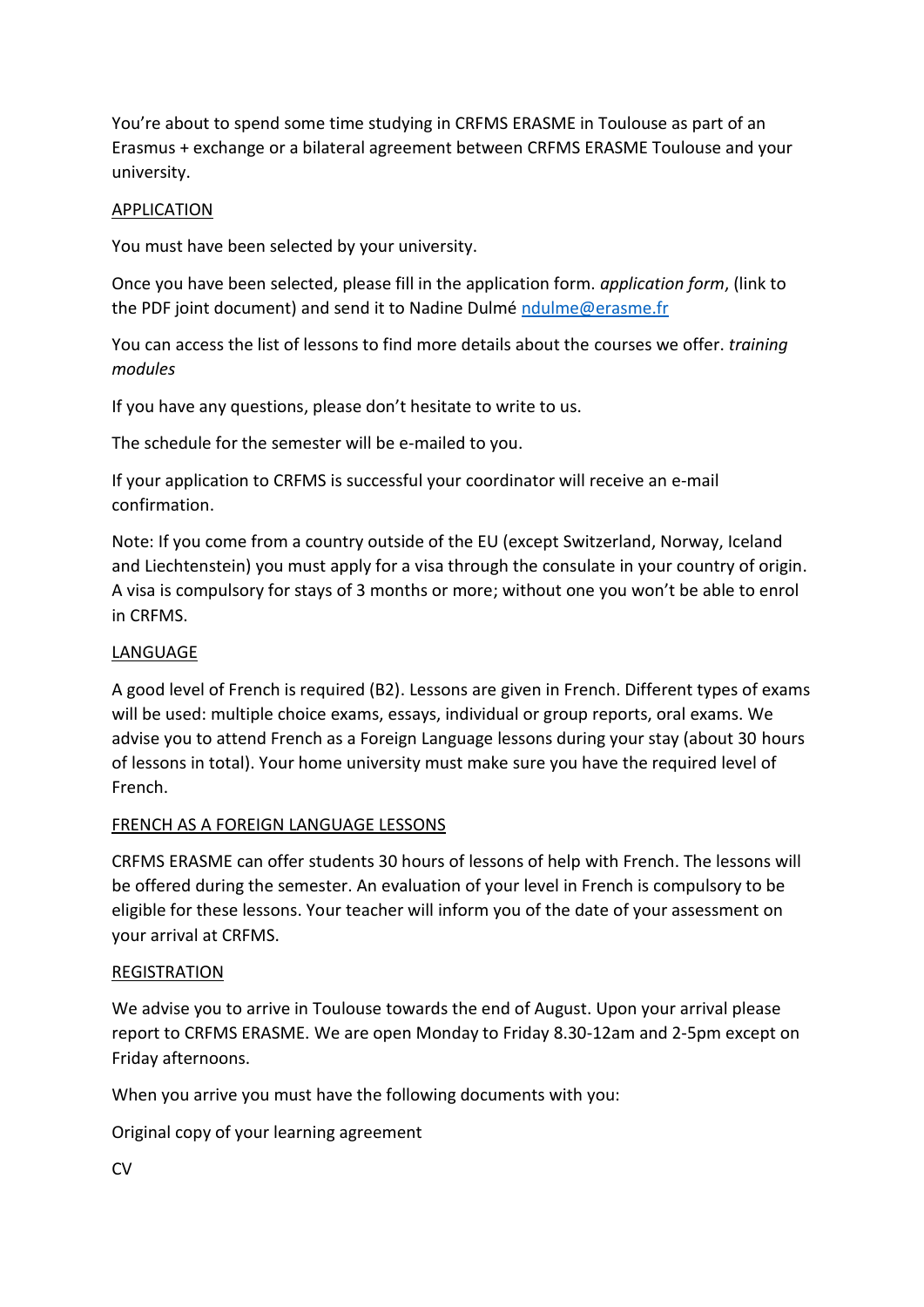You're about to spend some time studying in CRFMS ERASME in Toulouse as part of an Erasmus + exchange or a bilateral agreement between CRFMS ERASME Toulouse and your university.

## APPLICATION

You must have been selected by your university.

Once you have been selected, please fill in the application form. *application form*, (link to the PDF joint document) and send it to Nadine Dulmé [ndulme@erasme.fr](mailto:ndulme@erasme.fr)

You can access the list of lessons to find more details about the courses we offer. *training modules*

If you have any questions, please don't hesitate to write to us.

The schedule for the semester will be e-mailed to you.

If your application to CRFMS is successful your coordinator will receive an e-mail confirmation.

Note: If you come from a country outside of the EU (except Switzerland, Norway, Iceland and Liechtenstein) you must apply for a visa through the consulate in your country of origin. A visa is compulsory for stays of 3 months or more; without one you won't be able to enrol in CRFMS.

## LANGUAGE

A good level of French is required (B2). Lessons are given in French. Different types of exams will be used: multiple choice exams, essays, individual or group reports, oral exams. We advise you to attend French as a Foreign Language lessons during your stay (about 30 hours of lessons in total). Your home university must make sure you have the required level of French.

## FRENCH AS A FOREIGN LANGUAGE LESSONS

CRFMS ERASME can offer students 30 hours of lessons of help with French. The lessons will be offered during the semester. An evaluation of your level in French is compulsory to be eligible for these lessons. Your teacher will inform you of the date of your assessment on your arrival at CRFMS.

## REGISTRATION

We advise you to arrive in Toulouse towards the end of August. Upon your arrival please report to CRFMS ERASME. We are open Monday to Friday 8.30-12am and 2-5pm except on Friday afternoons.

When you arrive you must have the following documents with you:

Original copy of your learning agreement

CV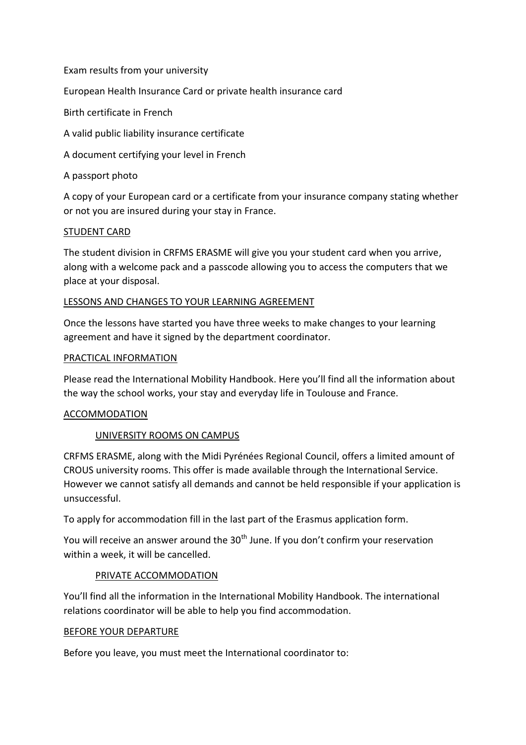Exam results from your university

European Health Insurance Card or private health insurance card

Birth certificate in French

A valid public liability insurance certificate

A document certifying your level in French

A passport photo

A copy of your European card or a certificate from your insurance company stating whether or not you are insured during your stay in France.

## STUDENT CARD

The student division in CRFMS ERASME will give you your student card when you arrive, along with a welcome pack and a passcode allowing you to access the computers that we place at your disposal.

## LESSONS AND CHANGES TO YOUR LEARNING AGREEMENT

Once the lessons have started you have three weeks to make changes to your learning agreement and have it signed by the department coordinator.

## PRACTICAL INFORMATION

Please read the International Mobility Handbook. Here you'll find all the information about the way the school works, your stay and everyday life in Toulouse and France.

## ACCOMMODATION

### UNIVERSITY ROOMS ON CAMPUS

CRFMS ERASME, along with the Midi Pyrénées Regional Council, offers a limited amount of CROUS university rooms. This offer is made available through the International Service. However we cannot satisfy all demands and cannot be held responsible if your application is unsuccessful.

To apply for accommodation fill in the last part of the Erasmus application form.

You will receive an answer around the 30th June. If you don't confirm your reservation within a week, it will be cancelled.

### PRIVATE ACCOMMODATION

You'll find all the information in the International Mobility Handbook. The international relations coordinator will be able to help you find accommodation.

## BEFORE YOUR DEPARTURE

Before you leave, you must meet the International coordinator to: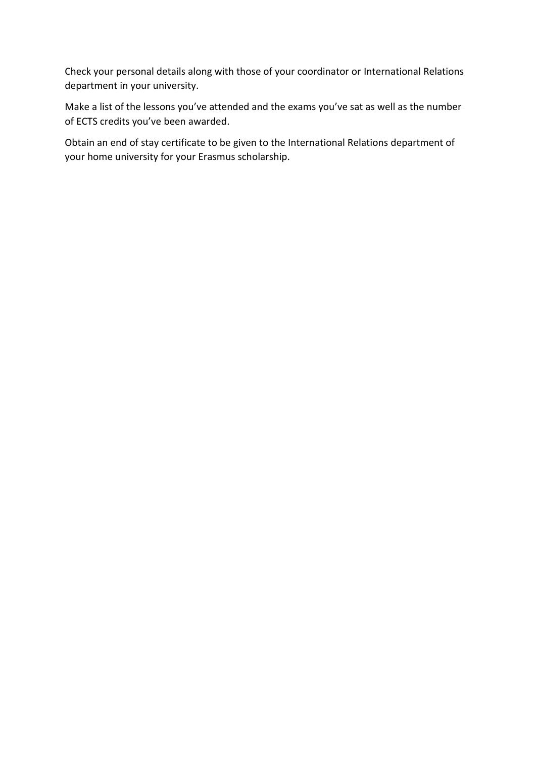Check your personal details along with those of your coordinator or International Relations department in your university.

Make a list of the lessons you've attended and the exams you've sat as well as the number of ECTS credits you've been awarded.

Obtain an end of stay certificate to be given to the International Relations department of your home university for your Erasmus scholarship.